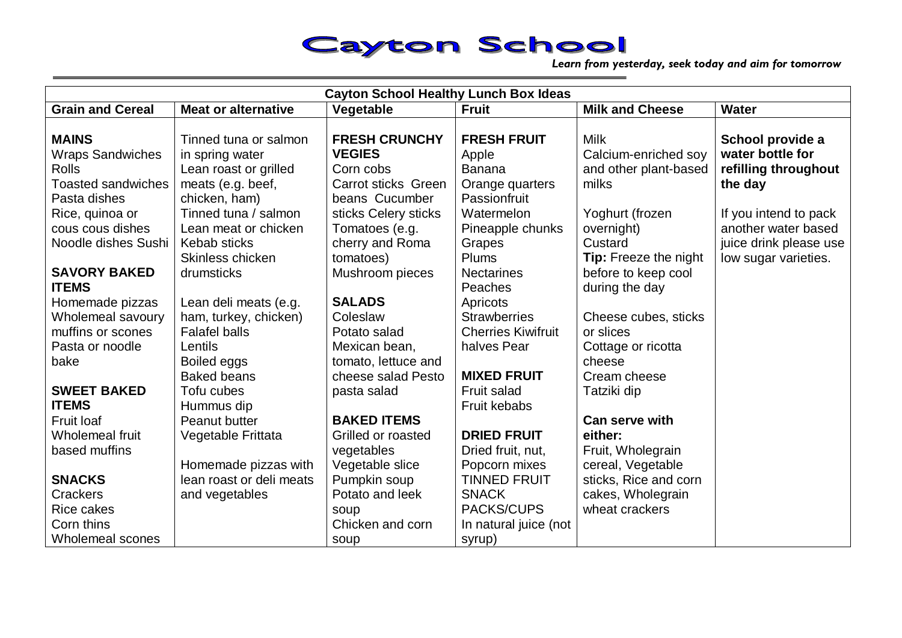# Cayton School

*Learn from yesterday, seek today and aim for tomorrow*

| Cayton School Healthy Lunch Box Ideas | | | | | |
|---|---|---|---|---|---|
| **Grain and Cereal** | **Meat or alternative** | **Vegetable** | **Fruit** | **Milk and Cheese** | **Water** |
| **MAINS**<br>Wraps Sandwiches<br>Rolls<br>Toasted sandwiches<br>Pasta dishes<br>Rice, quinoa or cous cous dishes<br>Noodle dishes Sushi<br><br>**SAVORY BAKED ITEMS**<br>Homemade pizzas<br>Wholemeal savoury muffins or scones<br>Pasta or noodle bake<br><br>**SWEET BAKED ITEMS**<br>Fruit loaf<br>Wholemeal fruit based muffins<br><br>**SNACKS**<br>Crackers<br>Rice cakes<br>Corn thins<br>Wholemeal scones | Tinned tuna or salmon in spring water<br>Lean roast or grilled meats (e.g. beef, chicken, ham)<br>Tinned tuna / salmon<br>Lean meat or chicken<br>Kebab sticks<br>Skinless chicken drumsticks<br><br>Lean deli meats (e.g. ham, turkey, chicken)<br>Falafel balls<br>Lentils<br>Boiled eggs<br>Baked beans<br>Tofu cubes<br>Hummus dip<br>Peanut butter<br>Vegetable Frittata<br><br>Homemade pizzas with lean roast or deli meats and vegetables | **FRESH CRUNCHY VEGIES**<br>Corn cobs<br>Carrot sticks Green beans Cucumber sticks Celery sticks<br>Tomatoes (e.g. cherry and Roma tomatoes)<br>Mushroom pieces<br><br>**SALADS**<br>Coleslaw<br>Potato salad<br>Mexican bean, tomato, lettuce and cheese salad Pesto pasta salad<br><br>**BAKED ITEMS**<br>Grilled or roasted vegetables<br>Vegetable slice<br>Pumpkin soup<br>Potato and leek soup<br>Chicken and corn soup | **FRESH FRUIT**<br>Apple<br>Banana<br>Orange quarters<br>Passionfruit<br>Watermelon<br>Pineapple chunks<br>Grapes<br>Plums<br>Nectarines<br>Peaches<br>Apricots<br>Strawberries<br>Cherries Kiwifruit halves Pear<br><br>**MIXED FRUIT**<br>Fruit salad<br>Fruit kebabs<br><br>**DRIED FRUIT**<br>Dried fruit, nut, Popcorn mixes<br>TINNED FRUIT SNACK PACKS/CUPS<br>In natural juice (not syrup) | Milk<br>Calcium-enriched soy and other plant-based milks<br><br>Yoghurt (frozen overnight)<br>Custard<br>**Tip:** Freeze the night before to keep cool during the day<br><br>Cheese cubes, sticks or slices<br>Cottage or ricotta cheese<br>Cream cheese<br>Tatziki dip<br><br>**Can serve with either:**<br>Fruit, Wholegrain cereal, Vegetable sticks, Rice and corn cakes, Wholegrain wheat crackers | **School provide a water bottle for refilling throughout the day**<br><br>If you intend to pack another water based juice drink please use low sugar varieties. |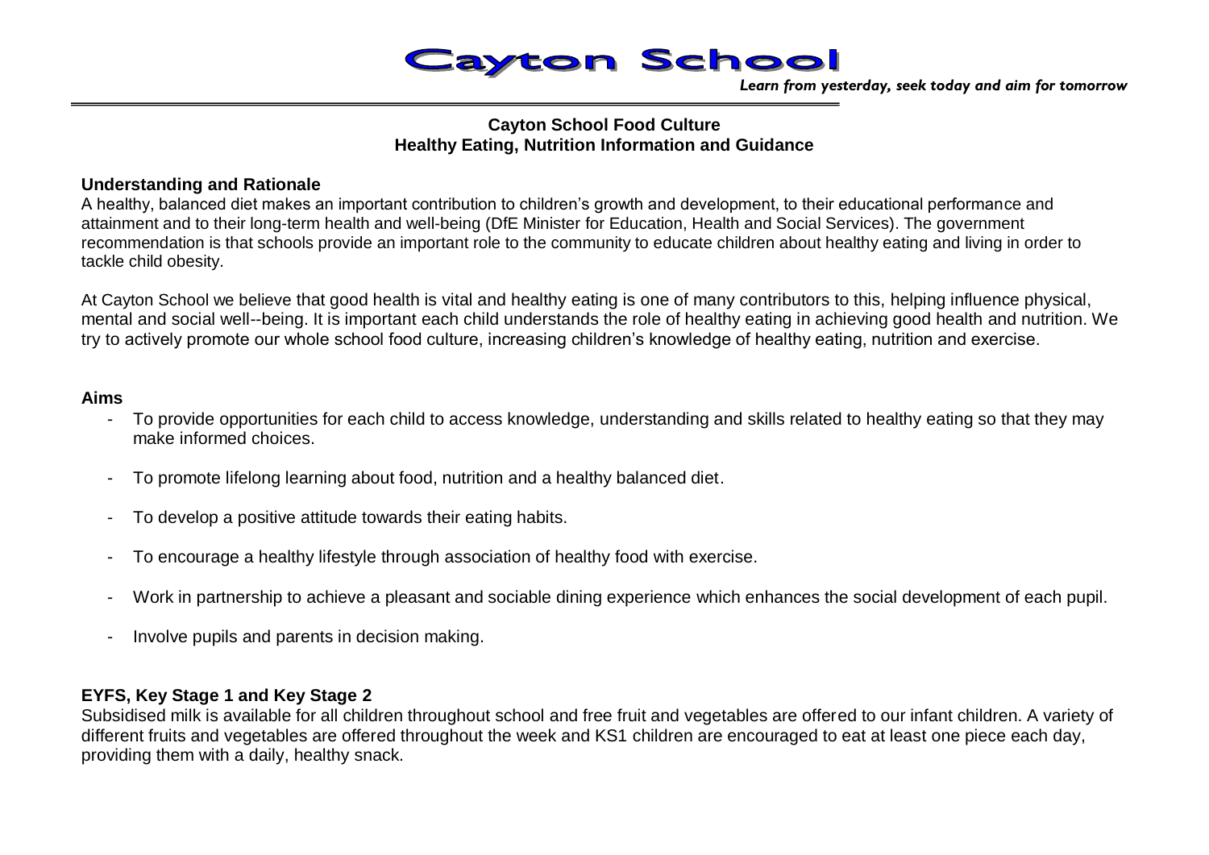# Cayton School

*Learn from yesterday, seek today and aim for tomorrow*

**Cayton School Food Culture**
**Healthy Eating, Nutrition Information and Guidance**

## Understanding and Rationale

A healthy, balanced diet makes an important contribution to children's growth and development, to their educational performance and attainment and to their long-term health and well-being (DfE Minister for Education, Health and Social Services). The government recommendation is that schools provide an important role to the community to educate children about healthy eating and living in order to tackle child obesity.

At Cayton School we believe that good health is vital and healthy eating is one of many contributors to this, helping influence physical, mental and social well--being. It is important each child understands the role of healthy eating in achieving good health and nutrition. We try to actively promote our whole school food culture, increasing children's knowledge of healthy eating, nutrition and exercise.

## Aims

- To provide opportunities for each child to access knowledge, understanding and skills related to healthy eating so that they may make informed choices.
- To promote lifelong learning about food, nutrition and a healthy balanced diet.
- To develop a positive attitude towards their eating habits.
- To encourage a healthy lifestyle through association of healthy food with exercise.
- Work in partnership to achieve a pleasant and sociable dining experience which enhances the social development of each pupil.
- Involve pupils and parents in decision making.

## EYFS, Key Stage 1 and Key Stage 2

Subsidised milk is available for all children throughout school and free fruit and vegetables are offered to our infant children. A variety of different fruits and vegetables are offered throughout the week and KS1 children are encouraged to eat at least one piece each day, providing them with a daily, healthy snack.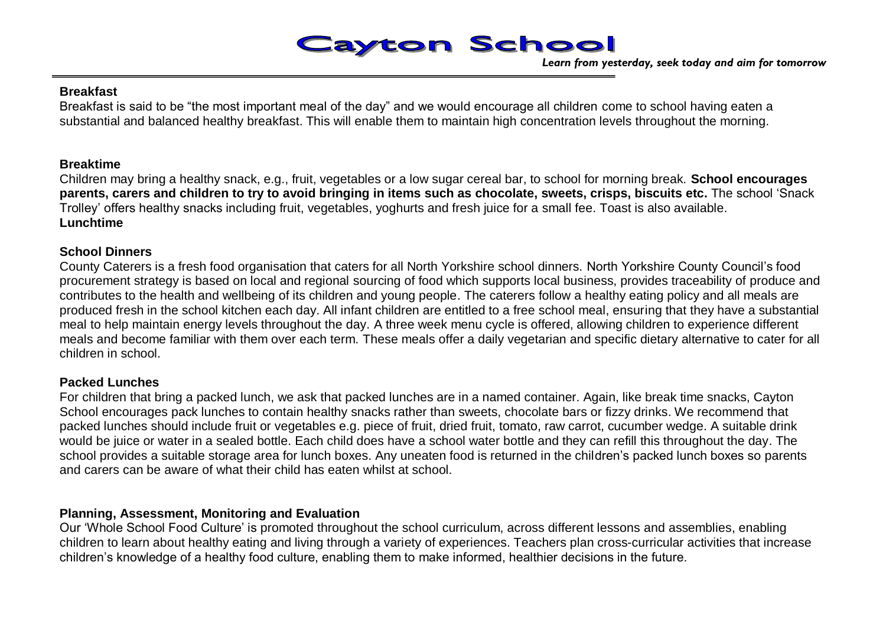**Breakfast**

Breakfast is said to be "the most important meal of the day" and we would encourage all children come to school having eaten a substantial and balanced healthy breakfast. This will enable them to maintain high concentration levels throughout the morning.

**Breaktime**

Children may bring a healthy snack, e.g., fruit, vegetables or a low sugar cereal bar, to school for morning break. **School encourages parents, carers and children to try to avoid bringing in items such as chocolate, sweets, crisps, biscuits etc.** The school 'Snack Trolley' offers healthy snacks including fruit, vegetables, yoghurts and fresh juice for a small fee. Toast is also available.

**Lunchtime**

**School Dinners**

County Caterers is a fresh food organisation that caters for all North Yorkshire school dinners. North Yorkshire County Council's food procurement strategy is based on local and regional sourcing of food which supports local business, provides traceability of produce and contributes to the health and wellbeing of its children and young people. The caterers follow a healthy eating policy and all meals are produced fresh in the school kitchen each day. All infant children are entitled to a free school meal, ensuring that they have a substantial meal to help maintain energy levels throughout the day. A three week menu cycle is offered, allowing children to experience different meals and become familiar with them over each term. These meals offer a daily vegetarian and specific dietary alternative to cater for all children in school.

**Packed Lunches**

For children that bring a packed lunch, we ask that packed lunches are in a named container. Again, like break time snacks, Cayton School encourages pack lunches to contain healthy snacks rather than sweets, chocolate bars or fizzy drinks. We recommend that packed lunches should include fruit or vegetables e.g. piece of fruit, dried fruit, tomato, raw carrot, cucumber wedge. A suitable drink would be juice or water in a sealed bottle. Each child does have a school water bottle and they can refill this throughout the day. The school provides a suitable storage area for lunch boxes. Any uneaten food is returned in the children's packed lunch boxes so parents and carers can be aware of what their child has eaten whilst at school.

**Planning, Assessment, Monitoring and Evaluation**

Our 'Whole School Food Culture' is promoted throughout the school curriculum, across different lessons and assemblies, enabling children to learn about healthy eating and living through a variety of experiences. Teachers plan cross-curricular activities that increase children's knowledge of a healthy food culture, enabling them to make informed, healthier decisions in the future.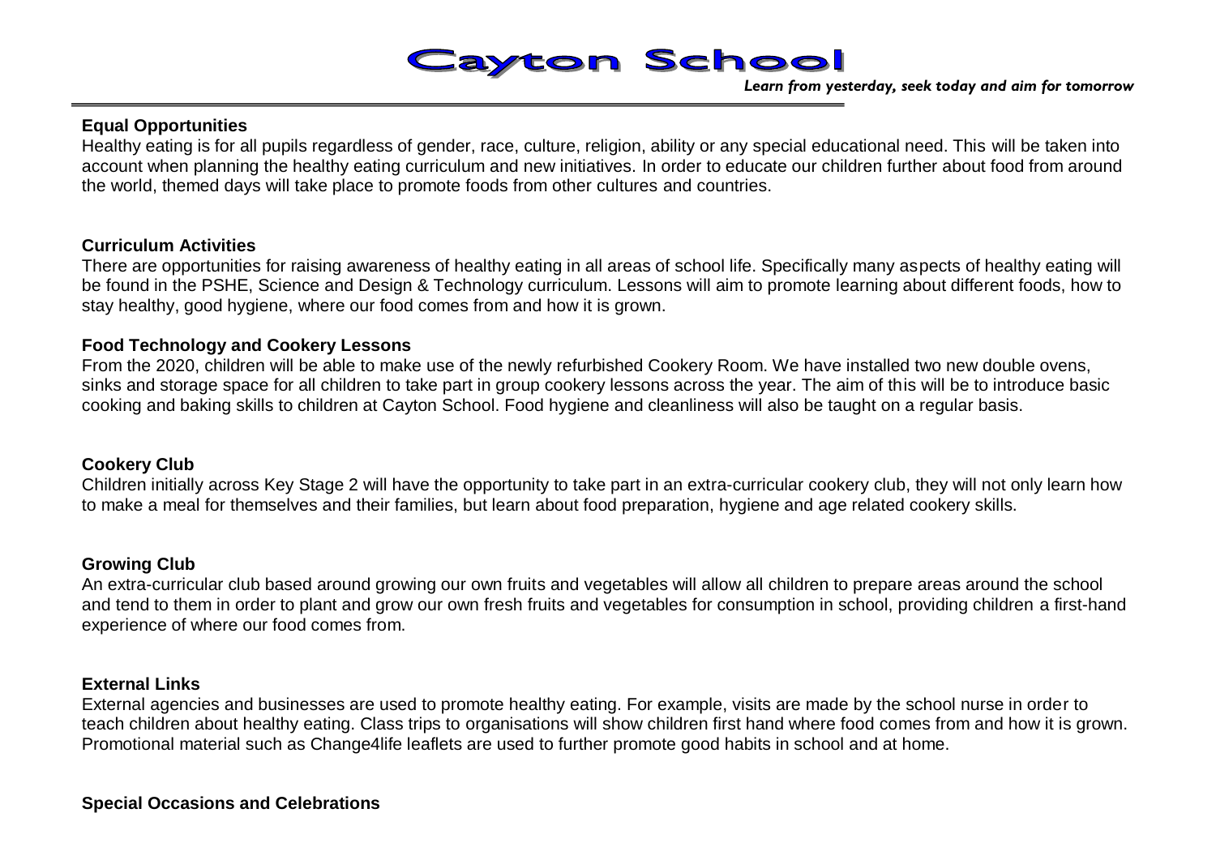## Equal Opportunities

Healthy eating is for all pupils regardless of gender, race, culture, religion, ability or any special educational need. This will be taken into account when planning the healthy eating curriculum and new initiatives. In order to educate our children further about food from around the world, themed days will take place to promote foods from other cultures and countries.

## Curriculum Activities

There are opportunities for raising awareness of healthy eating in all areas of school life. Specifically many aspects of healthy eating will be found in the PSHE, Science and Design & Technology curriculum. Lessons will aim to promote learning about different foods, how to stay healthy, good hygiene, where our food comes from and how it is grown.

## Food Technology and Cookery Lessons

From the 2020, children will be able to make use of the newly refurbished Cookery Room. We have installed two new double ovens, sinks and storage space for all children to take part in group cookery lessons across the year. The aim of this will be to introduce basic cooking and baking skills to children at Cayton School. Food hygiene and cleanliness will also be taught on a regular basis.

## Cookery Club

Children initially across Key Stage 2 will have the opportunity to take part in an extra-curricular cookery club, they will not only learn how to make a meal for themselves and their families, but learn about food preparation, hygiene and age related cookery skills.

## Growing Club

An extra-curricular club based around growing our own fruits and vegetables will allow all children to prepare areas around the school and tend to them in order to plant and grow our own fresh fruits and vegetables for consumption in school, providing children a first-hand experience of where our food comes from.

## External Links

External agencies and businesses are used to promote healthy eating. For example, visits are made by the school nurse in order to teach children about healthy eating. Class trips to organisations will show children first hand where food comes from and how it is grown. Promotional material such as Change4life leaflets are used to further promote good habits in school and at home.

## Special Occasions and Celebrations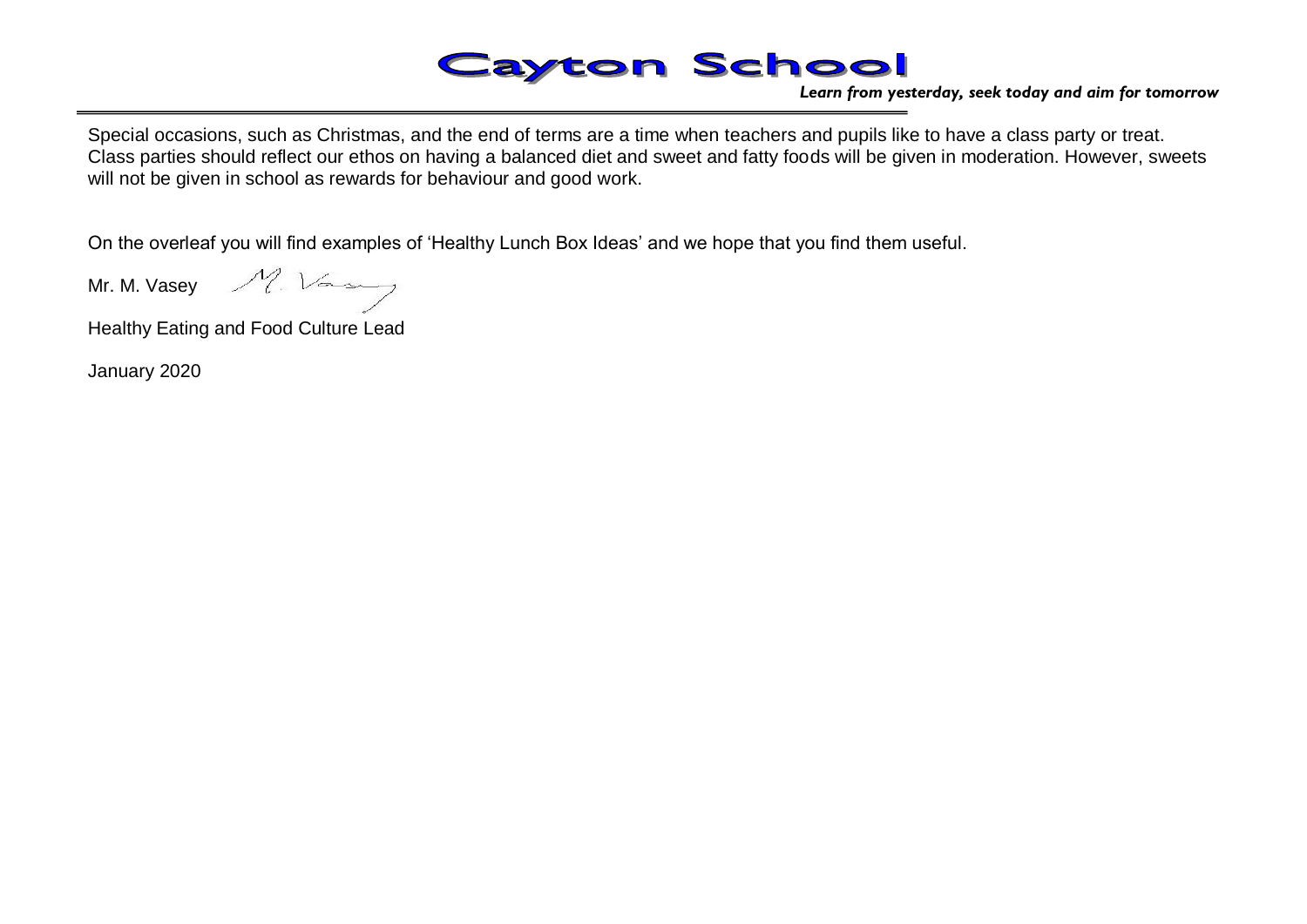Special occasions, such as Christmas, and the end of terms are a time when teachers and pupils like to have a class party or treat. Class parties should reflect our ethos on having a balanced diet and sweet and fatty foods will be given in moderation. However, sweets will not be given in school as rewards for behaviour and good work.

On the overleaf you will find examples of 'Healthy Lunch Box Ideas' and we hope that you find them useful.

Mr. M. Vasey

Healthy Eating and Food Culture Lead

January 2020